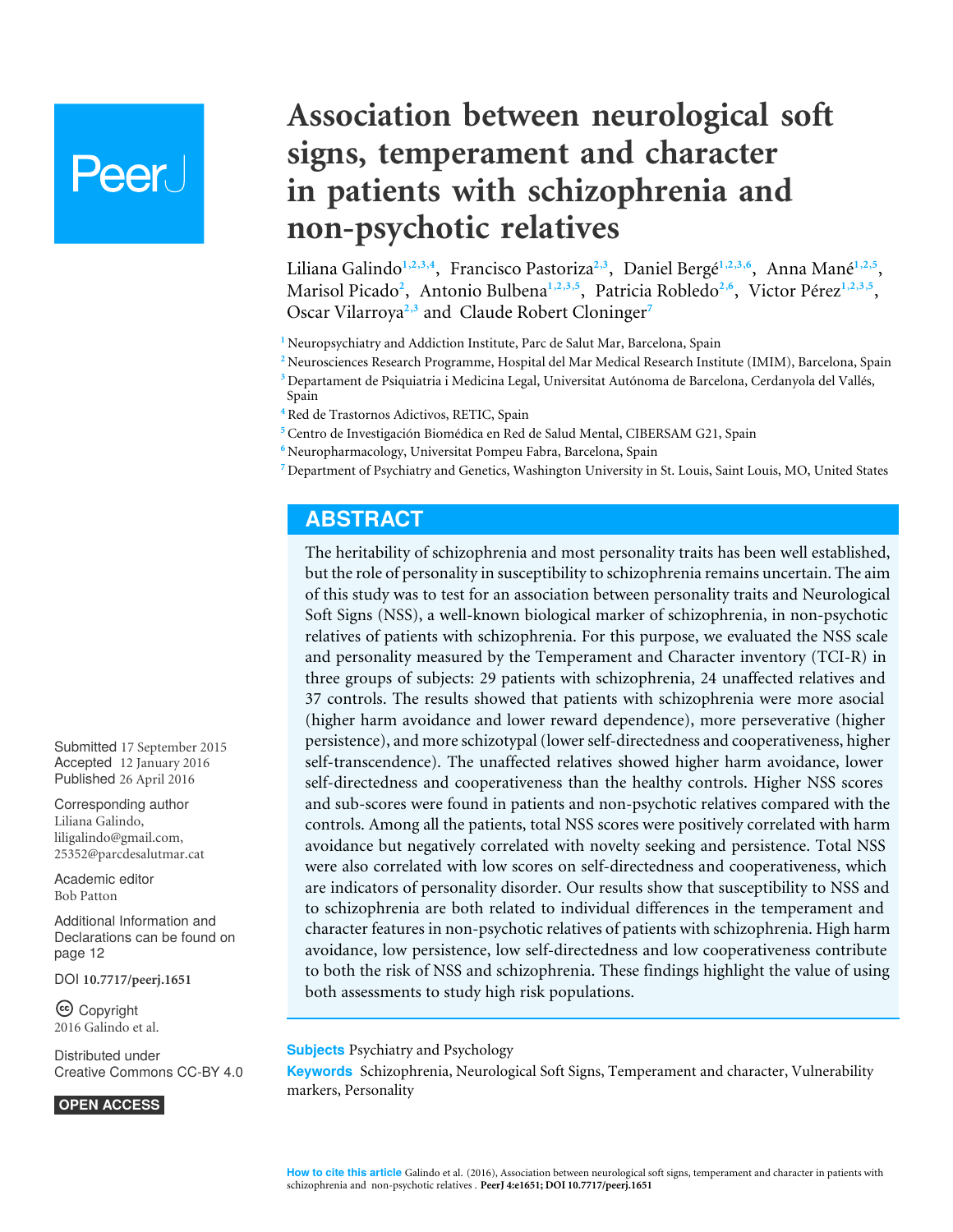# Association between neurological soft signs, temperament and character in patients with schizophrenia and non-psychotic relatives

Liliana Galindo[1,2,3,4], Francisco Pastoriza[2,3], Daniel Bergé[1,2,3,6], Anna Mané[1,2,5], Marisol Picado[2], Antonio Bulbena[1,2,3,5], Patricia Robledo[2,6], Victor Pérez[1,2,3,5], Oscar Vilarroya[2,3] and Claude Robert Cloninger[7]

[1] Neuropsychiatry and Addiction Institute, Parc de Salut Mar, Barcelona, Spain
[2] Neurosciences Research Programme, Hospital del Mar Medical Research Institute (IMIM), Barcelona, Spain
[3] Departament de Psiquiatria i Medicina Legal, Universitat Autónoma de Barcelona, Cerdanyola del Vallés, Spain
[4] Red de Trastornos Adictivos, RETIC, Spain
[5] Centro de Investigación Biomédica en Red de Salud Mental, CIBERSAM G21, Spain
[6] Neuropharmacology, Universitat Pompeu Fabra, Barcelona, Spain
[7] Department of Psychiatry and Genetics, Washington University in St. Louis, Saint Louis, MO, United States

## ABSTRACT

The heritability of schizophrenia and most personality traits has been well established, but the role of personality in susceptibility to schizophrenia remains uncertain. The aim of this study was to test for an association between personality traits and Neurological Soft Signs (NSS), a well-known biological marker of schizophrenia, in non-psychotic relatives of patients with schizophrenia. For this purpose, we evaluated the NSS scale and personality measured by the Temperament and Character inventory (TCI-R) in three groups of subjects: 29 patients with schizophrenia, 24 unaffected relatives and 37 controls. The results showed that patients with schizophrenia were more asocial (higher harm avoidance and lower reward dependence), more perseverative (higher persistence), and more schizotypal (lower self-directedness and cooperativeness, higher self-transcendence). The unaffected relatives showed higher harm avoidance, lower self-directedness and cooperativeness than the healthy controls. Higher NSS scores and sub-scores were found in patients and non-psychotic relatives compared with the controls. Among all the patients, total NSS scores were positively correlated with harm avoidance but negatively correlated with novelty seeking and persistence. Total NSS were also correlated with low scores on self-directedness and cooperativeness, which are indicators of personality disorder. Our results show that susceptibility to NSS and to schizophrenia are both related to individual differences in the temperament and character features in non-psychotic relatives of patients with schizophrenia. High harm avoidance, low persistence, low self-directedness and low cooperativeness contribute to both the risk of NSS and schizophrenia. These findings highlight the value of using both assessments to study high risk populations.

Submitted 17 September 2015
Accepted 12 January 2016
Published 26 April 2016

Corresponding author
Liliana Galindo,
liligalindo@gmail.com,
25352@parcdesalutmar.cat

Academic editor
Bob Patton

Additional Information and Declarations can be found on page 12

DOI 10.7717/peerj.1651

Copyright
2016 Galindo et al.

Distributed under
Creative Commons CC-BY 4.0

OPEN ACCESS

**Subjects** Psychiatry and Psychology
**Keywords** Schizophrenia, Neurological Soft Signs, Temperament and character, Vulnerability markers, Personality

**How to cite this article** Galindo et al. (2016), Association between neurological soft signs, temperament and character in patients with schizophrenia and non-psychotic relatives. **PeerJ 4:e1651; DOI 10.7717/peerj.1651**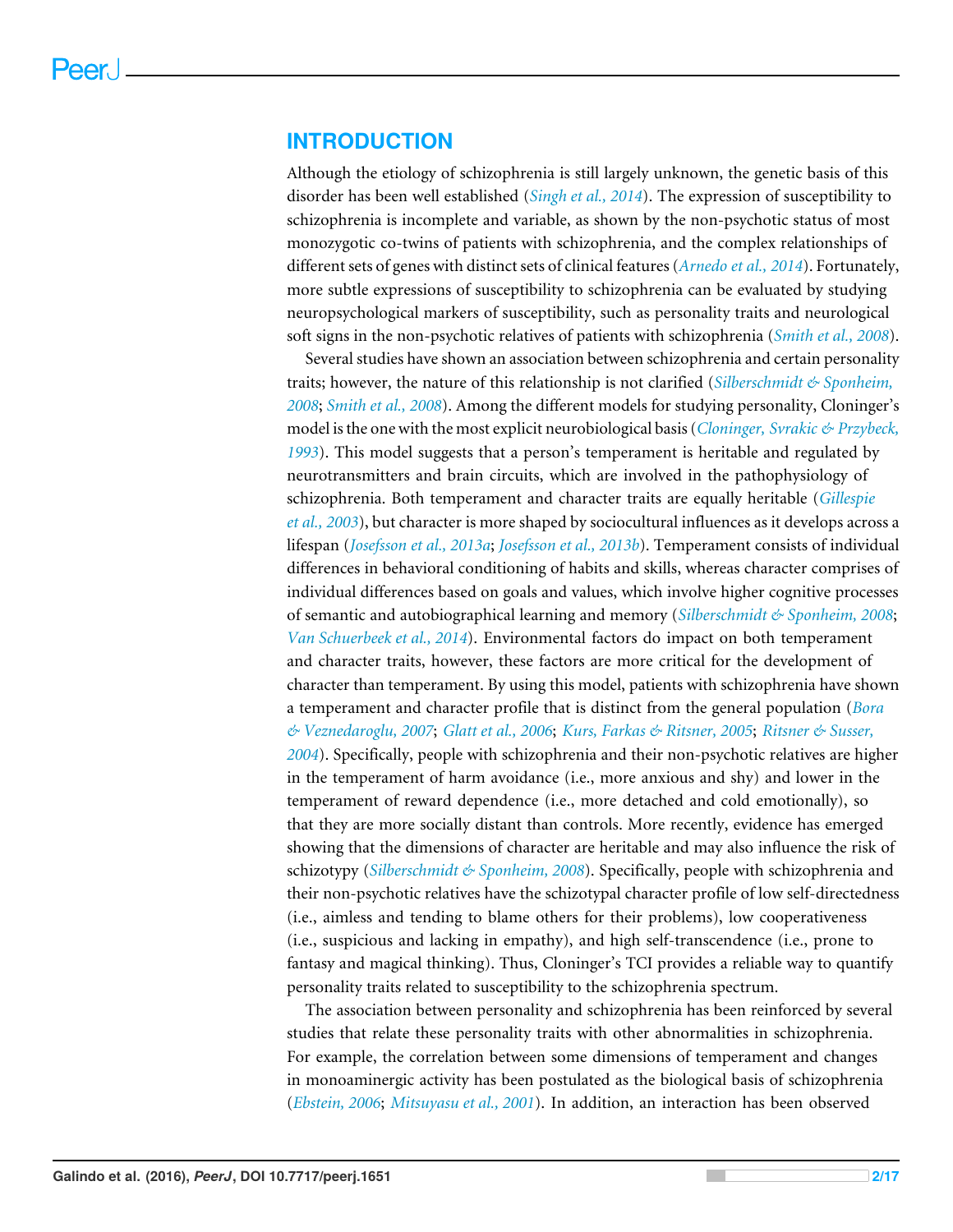## INTRODUCTION

Although the etiology of schizophrenia is still largely unknown, the genetic basis of this disorder has been well established (*Singh et al., 2014*). The expression of susceptibility to schizophrenia is incomplete and variable, as shown by the non-psychotic status of most monozygotic co-twins of patients with schizophrenia, and the complex relationships of different sets of genes with distinct sets of clinical features (*Arnedo et al., 2014*). Fortunately, more subtle expressions of susceptibility to schizophrenia can be evaluated by studying neuropsychological markers of susceptibility, such as personality traits and neurological soft signs in the non-psychotic relatives of patients with schizophrenia (*Smith et al., 2008*).

Several studies have shown an association between schizophrenia and certain personality traits; however, the nature of this relationship is not clarified (*Silberschmidt & Sponheim, 2008*; *Smith et al., 2008*). Among the different models for studying personality, Cloninger's model is the one with the most explicit neurobiological basis (*Cloninger, Svrakic & Przybeck, 1993*). This model suggests that a person's temperament is heritable and regulated by neurotransmitters and brain circuits, which are involved in the pathophysiology of schizophrenia. Both temperament and character traits are equally heritable (*Gillespie et al., 2003*), but character is more shaped by sociocultural influences as it develops across a lifespan (*Josefsson et al., 2013a*; *Josefsson et al., 2013b*). Temperament consists of individual differences in behavioral conditioning of habits and skills, whereas character comprises of individual differences based on goals and values, which involve higher cognitive processes of semantic and autobiographical learning and memory (*Silberschmidt & Sponheim, 2008*; *Van Schuerbeek et al., 2014*). Environmental factors do impact on both temperament and character traits, however, these factors are more critical for the development of character than temperament. By using this model, patients with schizophrenia have shown a temperament and character profile that is distinct from the general population (*Bora & Veznedaroglu, 2007*; *Glatt et al., 2006*; *Kurs, Farkas & Ritsner, 2005*; *Ritsner & Susser, 2004*). Specifically, people with schizophrenia and their non-psychotic relatives are higher in the temperament of harm avoidance (i.e., more anxious and shy) and lower in the temperament of reward dependence (i.e., more detached and cold emotionally), so that they are more socially distant than controls. More recently, evidence has emerged showing that the dimensions of character are heritable and may also influence the risk of schizotypy (*Silberschmidt & Sponheim, 2008*). Specifically, people with schizophrenia and their non-psychotic relatives have the schizotypal character profile of low self-directedness (i.e., aimless and tending to blame others for their problems), low cooperativeness (i.e., suspicious and lacking in empathy), and high self-transcendence (i.e., prone to fantasy and magical thinking). Thus, Cloninger's TCI provides a reliable way to quantify personality traits related to susceptibility to the schizophrenia spectrum.

The association between personality and schizophrenia has been reinforced by several studies that relate these personality traits with other abnormalities in schizophrenia. For example, the correlation between some dimensions of temperament and changes in monoaminergic activity has been postulated as the biological basis of schizophrenia (*Ebstein, 2006*; *Mitsuyasu et al., 2001*). In addition, an interaction has been observed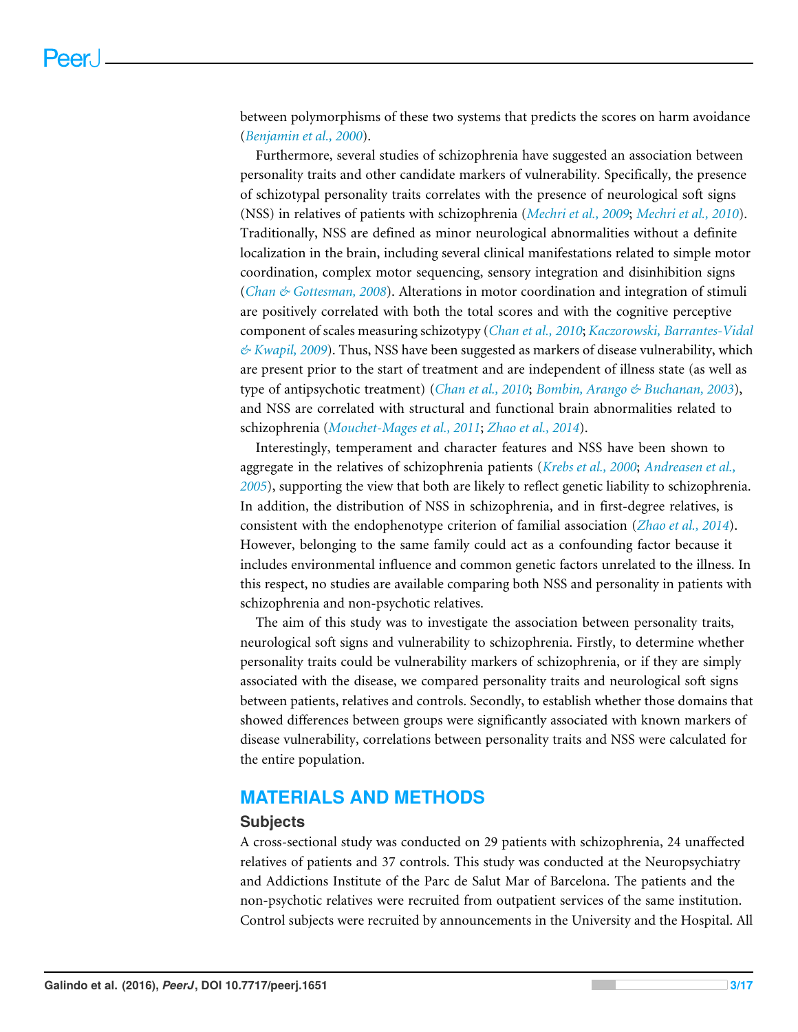between polymorphisms of these two systems that predicts the scores on harm avoidance (*Benjamin et al., 2000*).

Furthermore, several studies of schizophrenia have suggested an association between personality traits and other candidate markers of vulnerability. Specifically, the presence of schizotypal personality traits correlates with the presence of neurological soft signs (NSS) in relatives of patients with schizophrenia (*Mechri et al., 2009*; *Mechri et al., 2010*). Traditionally, NSS are defined as minor neurological abnormalities without a definite localization in the brain, including several clinical manifestations related to simple motor coordination, complex motor sequencing, sensory integration and disinhibition signs (*Chan & Gottesman, 2008*). Alterations in motor coordination and integration of stimuli are positively correlated with both the total scores and with the cognitive perceptive component of scales measuring schizotypy (*Chan et al., 2010*; *Kaczorowski, Barrantes-Vidal & Kwapil, 2009*). Thus, NSS have been suggested as markers of disease vulnerability, which are present prior to the start of treatment and are independent of illness state (as well as type of antipsychotic treatment) (*Chan et al., 2010*; *Bombin, Arango & Buchanan, 2003*), and NSS are correlated with structural and functional brain abnormalities related to schizophrenia (*Mouchet-Mages et al., 2011*; *Zhao et al., 2014*).

Interestingly, temperament and character features and NSS have been shown to aggregate in the relatives of schizophrenia patients (*Krebs et al., 2000*; *Andreasen et al., 2005*), supporting the view that both are likely to reflect genetic liability to schizophrenia. In addition, the distribution of NSS in schizophrenia, and in first-degree relatives, is consistent with the endophenotype criterion of familial association (*Zhao et al., 2014*). However, belonging to the same family could act as a confounding factor because it includes environmental influence and common genetic factors unrelated to the illness. In this respect, no studies are available comparing both NSS and personality in patients with schizophrenia and non-psychotic relatives.

The aim of this study was to investigate the association between personality traits, neurological soft signs and vulnerability to schizophrenia. Firstly, to determine whether personality traits could be vulnerability markers of schizophrenia, or if they are simply associated with the disease, we compared personality traits and neurological soft signs between patients, relatives and controls. Secondly, to establish whether those domains that showed differences between groups were significantly associated with known markers of disease vulnerability, correlations between personality traits and NSS were calculated for the entire population.

## MATERIALS AND METHODS

### Subjects

A cross-sectional study was conducted on 29 patients with schizophrenia, 24 unaffected relatives of patients and 37 controls. This study was conducted at the Neuropsychiatry and Addictions Institute of the Parc de Salut Mar of Barcelona. The patients and the non-psychotic relatives were recruited from outpatient services of the same institution. Control subjects were recruited by announcements in the University and the Hospital. All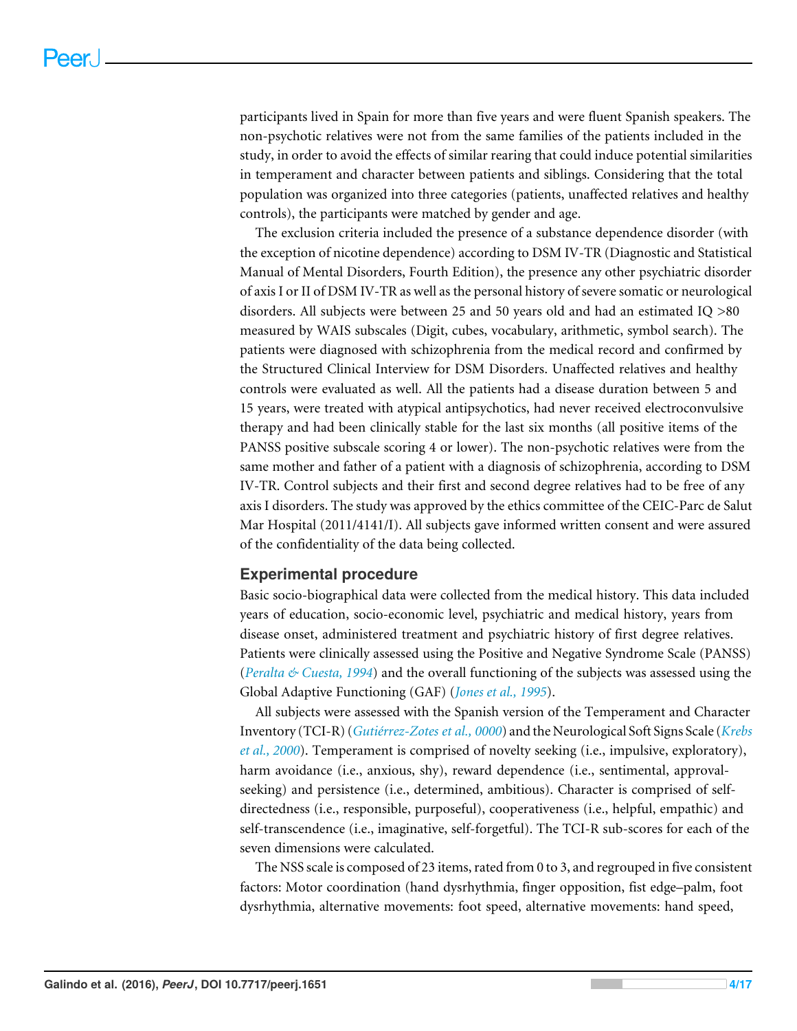participants lived in Spain for more than five years and were fluent Spanish speakers. The non-psychotic relatives were not from the same families of the patients included in the study, in order to avoid the effects of similar rearing that could induce potential similarities in temperament and character between patients and siblings. Considering that the total population was organized into three categories (patients, unaffected relatives and healthy controls), the participants were matched by gender and age.

The exclusion criteria included the presence of a substance dependence disorder (with the exception of nicotine dependence) according to DSM IV-TR (Diagnostic and Statistical Manual of Mental Disorders, Fourth Edition), the presence any other psychiatric disorder of axis I or II of DSM IV-TR as well as the personal history of severe somatic or neurological disorders. All subjects were between 25 and 50 years old and had an estimated IQ >80 measured by WAIS subscales (Digit, cubes, vocabulary, arithmetic, symbol search). The patients were diagnosed with schizophrenia from the medical record and confirmed by the Structured Clinical Interview for DSM Disorders. Unaffected relatives and healthy controls were evaluated as well. All the patients had a disease duration between 5 and 15 years, were treated with atypical antipsychotics, had never received electroconvulsive therapy and had been clinically stable for the last six months (all positive items of the PANSS positive subscale scoring 4 or lower). The non-psychotic relatives were from the same mother and father of a patient with a diagnosis of schizophrenia, according to DSM IV-TR. Control subjects and their first and second degree relatives had to be free of any axis I disorders. The study was approved by the ethics committee of the CEIC-Parc de Salut Mar Hospital (2011/4141/I). All subjects gave informed written consent and were assured of the confidentiality of the data being collected.

## Experimental procedure

Basic socio-biographical data were collected from the medical history. This data included years of education, socio-economic level, psychiatric and medical history, years from disease onset, administered treatment and psychiatric history of first degree relatives. Patients were clinically assessed using the Positive and Negative Syndrome Scale (PANSS) (*Peralta & Cuesta, 1994*) and the overall functioning of the subjects was assessed using the Global Adaptive Functioning (GAF) (*Jones et al., 1995*).

All subjects were assessed with the Spanish version of the Temperament and Character Inventory (TCI-R) (*Gutiérrez-Zotes et al., 0000*) and the Neurological Soft Signs Scale (*Krebs et al., 2000*). Temperament is comprised of novelty seeking (i.e., impulsive, exploratory), harm avoidance (i.e., anxious, shy), reward dependence (i.e., sentimental, approval-seeking) and persistence (i.e., determined, ambitious). Character is comprised of self-directedness (i.e., responsible, purposeful), cooperativeness (i.e., helpful, empathic) and self-transcendence (i.e., imaginative, self-forgetful). The TCI-R sub-scores for each of the seven dimensions were calculated.

The NSS scale is composed of 23 items, rated from 0 to 3, and regrouped in five consistent factors: Motor coordination (hand dysrhythmia, finger opposition, fist edge–palm, foot dysrhythmia, alternative movements: foot speed, alternative movements: hand speed,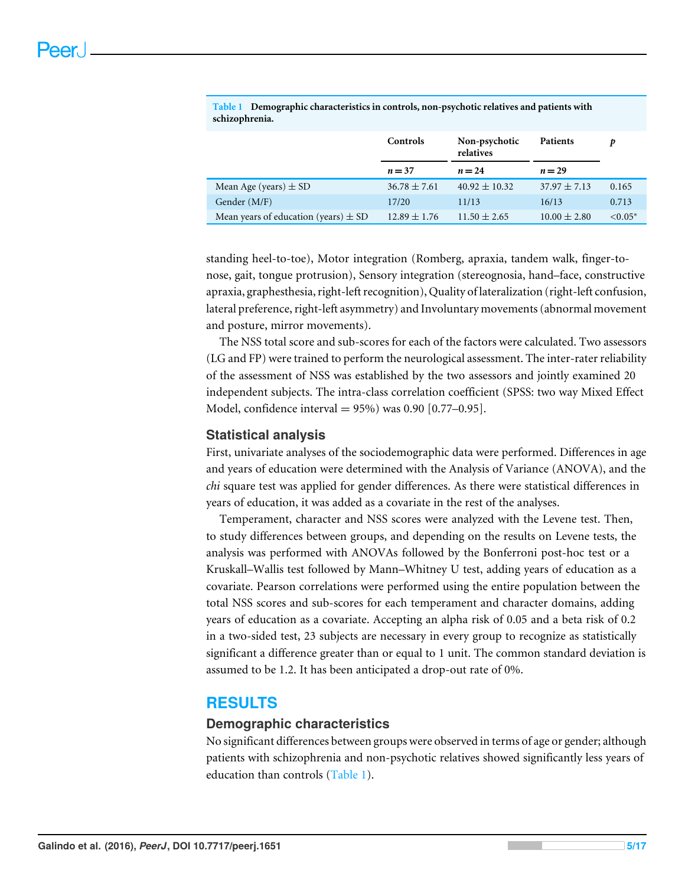**Table 1 Demographic characteristics in controls, non-psychotic relatives and patients with schizophrenia.**

| | Controls | Non-psychotic relatives | Patients | *p* |
|---|---|---|---|---|
| | *n* = 37 | *n* = 24 | *n* = 29 | |
| Mean Age (years) ± SD | 36.78 ± 7.61 | 40.92 ± 10.32 | 37.97 ± 7.13 | 0.165 |
| Gender (M/F) | 17/20 | 11/13 | 16/13 | 0.713 |
| Mean years of education (years) ± SD | 12.89 ± 1.76 | 11.50 ± 2.65 | 10.00 ± 2.80 | <0.05* |

standing heel-to-toe), Motor integration (Romberg, apraxia, tandem walk, finger-to-nose, gait, tongue protrusion), Sensory integration (stereognosia, hand–face, constructive apraxia, graphesthesia, right-left recognition), Quality of lateralization (right-left confusion, lateral preference, right-left asymmetry) and Involuntary movements (abnormal movement and posture, mirror movements).

The NSS total score and sub-scores for each of the factors were calculated. Two assessors (LG and FP) were trained to perform the neurological assessment. The inter-rater reliability of the assessment of NSS was established by the two assessors and jointly examined 20 independent subjects. The intra-class correlation coefficient (SPSS: two way Mixed Effect Model, confidence interval = 95%) was 0.90 [0.77–0.95].

### Statistical analysis

First, univariate analyses of the sociodemographic data were performed. Differences in age and years of education were determined with the Analysis of Variance (ANOVA), and the *chi* square test was applied for gender differences. As there were statistical differences in years of education, it was added as a covariate in the rest of the analyses.

Temperament, character and NSS scores were analyzed with the Levene test. Then, to study differences between groups, and depending on the results on Levene tests, the analysis was performed with ANOVAs followed by the Bonferroni post-hoc test or a Kruskall–Wallis test followed by Mann–Whitney U test, adding years of education as a covariate. Pearson correlations were performed using the entire population between the total NSS scores and sub-scores for each temperament and character domains, adding years of education as a covariate. Accepting an alpha risk of 0.05 and a beta risk of 0.2 in a two-sided test, 23 subjects are necessary in every group to recognize as statistically significant a difference greater than or equal to 1 unit. The common standard deviation is assumed to be 1.2. It has been anticipated a drop-out rate of 0%.

## RESULTS

### Demographic characteristics

No significant differences between groups were observed in terms of age or gender; although patients with schizophrenia and non-psychotic relatives showed significantly less years of education than controls (Table 1).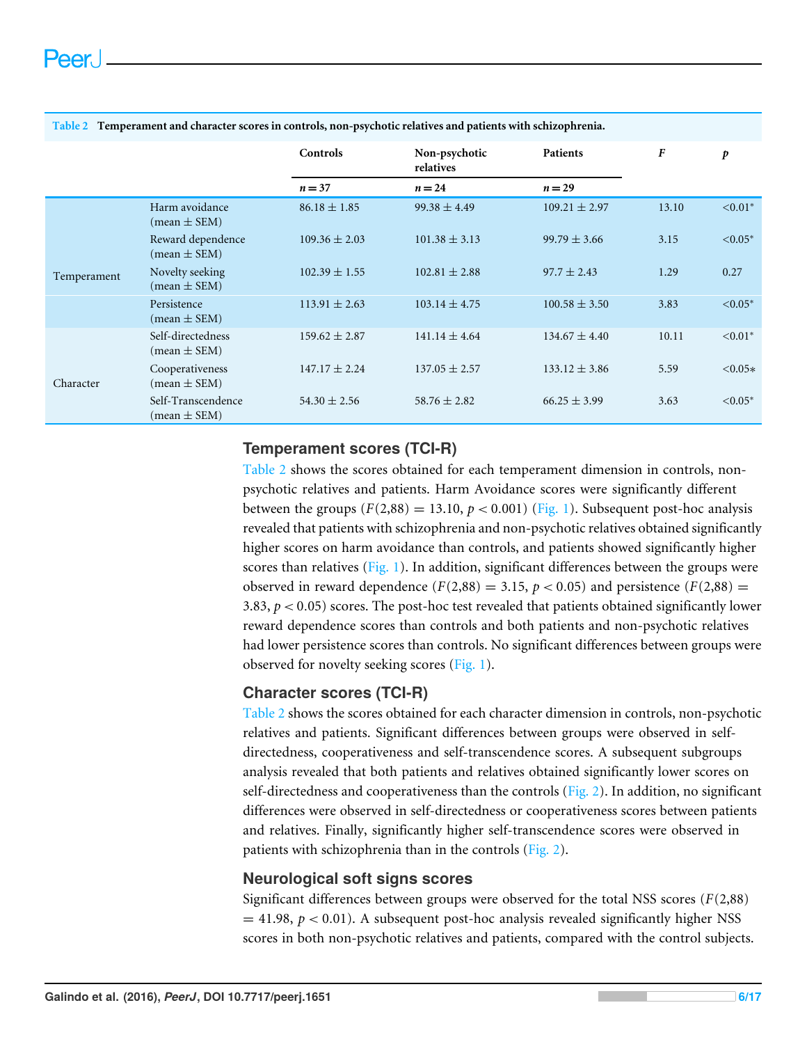**Table 2 Temperament and character scores in controls, non-psychotic relatives and patients with schizophrenia.**

| | | Controls | Non-psychotic relatives | Patients | $F$ | $p$ |
|---|---|---|---|---|---|---|
| | | $n = 37$ | $n = 24$ | $n = 29$ | | |
| Temperament | Harm avoidance (mean ± SEM) | 86.18 ± 1.85 | 99.38 ± 4.49 | 109.21 ± 2.97 | 13.10 | <0.01* |
| | Reward dependence (mean ± SEM) | 109.36 ± 2.03 | 101.38 ± 3.13 | 99.79 ± 3.66 | 3.15 | <0.05* |
| | Novelty seeking (mean ± SEM) | 102.39 ± 1.55 | 102.81 ± 2.88 | 97.7 ± 2.43 | 1.29 | 0.27 |
| | Persistence (mean ± SEM) | 113.91 ± 2.63 | 103.14 ± 4.75 | 100.58 ± 3.50 | 3.83 | <0.05* |
| Character | Self-directedness (mean ± SEM) | 159.62 ± 2.87 | 141.14 ± 4.64 | 134.67 ± 4.40 | 10.11 | <0.01* |
| | Cooperativeness (mean ± SEM) | 147.17 ± 2.24 | 137.05 ± 2.57 | 133.12 ± 3.86 | 5.59 | <0.05* |
| | Self-Transcendence (mean ± SEM) | 54.30 ± 2.56 | 58.76 ± 2.82 | 66.25 ± 3.99 | 3.63 | <0.05* |

## Temperament scores (TCI-R)

Table 2 shows the scores obtained for each temperament dimension in controls, non-psychotic relatives and patients. Harm Avoidance scores were significantly different between the groups ($F(2,88) = 13.10$, $p < 0.001$) (Fig. 1). Subsequent post-hoc analysis revealed that patients with schizophrenia and non-psychotic relatives obtained significantly higher scores on harm avoidance than controls, and patients showed significantly higher scores than relatives (Fig. 1). In addition, significant differences between the groups were observed in reward dependence ($F(2,88) = 3.15$, $p < 0.05$) and persistence ($F(2,88) = 3.83$, $p < 0.05$) scores. The post-hoc test revealed that patients obtained significantly lower reward dependence scores than controls and both patients and non-psychotic relatives had lower persistence scores than controls. No significant differences between groups were observed for novelty seeking scores (Fig. 1).

## Character scores (TCI-R)

Table 2 shows the scores obtained for each character dimension in controls, non-psychotic relatives and patients. Significant differences between groups were observed in self-directedness, cooperativeness and self-transcendence scores. A subsequent subgroups analysis revealed that both patients and relatives obtained significantly lower scores on self-directedness and cooperativeness than the controls (Fig. 2). In addition, no significant differences were observed in self-directedness or cooperativeness scores between patients and relatives. Finally, significantly higher self-transcendence scores were observed in patients with schizophrenia than in the controls (Fig. 2).

## Neurological soft signs scores

Significant differences between groups were observed for the total NSS scores ($F(2,88) = 41.98$, $p < 0.01$). A subsequent post-hoc analysis revealed significantly higher NSS scores in both non-psychotic relatives and patients, compared with the control subjects.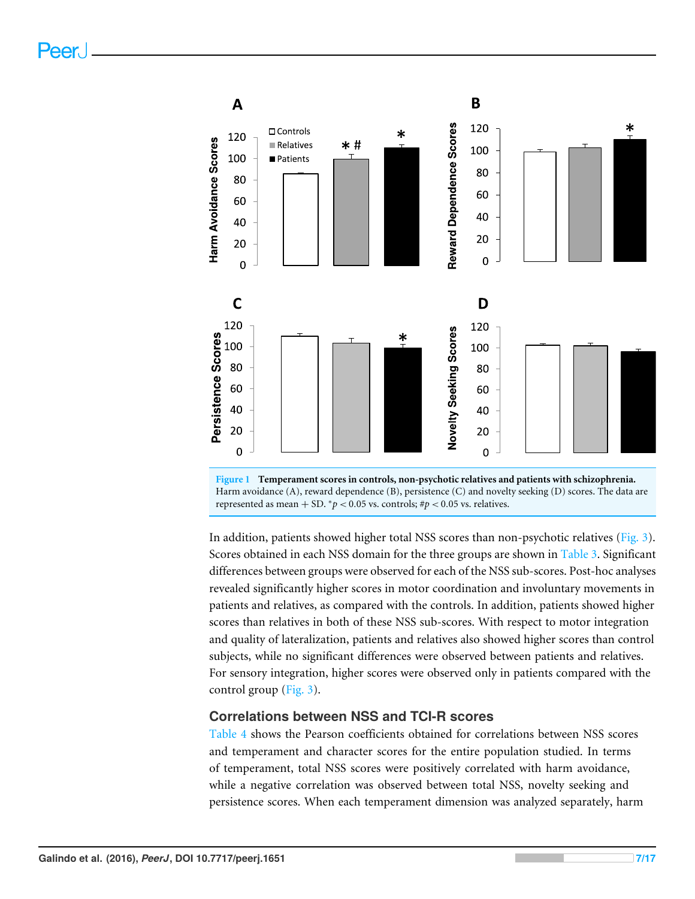Figure 1 **Temperament scores in controls, non-psychotic relatives and patients with schizophrenia.** Harm avoidance (A), reward dependence (B), persistence (C) and novelty seeking (D) scores. The data are represented as mean + SD. $^*p < 0.05$ vs. controls; $\#p < 0.05$ vs. relatives.

In addition, patients showed higher total NSS scores than non-psychotic relatives (Fig. 3). Scores obtained in each NSS domain for the three groups are shown in Table 3. Significant differences between groups were observed for each of the NSS sub-scores. Post-hoc analyses revealed significantly higher scores in motor coordination and involuntary movements in patients and relatives, as compared with the controls. In addition, patients showed higher scores than relatives in both of these NSS sub-scores. With respect to motor integration and quality of lateralization, patients and relatives also showed higher scores than control subjects, while no significant differences were observed between patients and relatives. For sensory integration, higher scores were observed only in patients compared with the control group (Fig. 3).

## Correlations between NSS and TCI-R scores

Table 4 shows the Pearson coefficients obtained for correlations between NSS scores and temperament and character scores for the entire population studied. In terms of temperament, total NSS scores were positively correlated with harm avoidance, while a negative correlation was observed between total NSS, novelty seeking and persistence scores. When each temperament dimension was analyzed separately, harm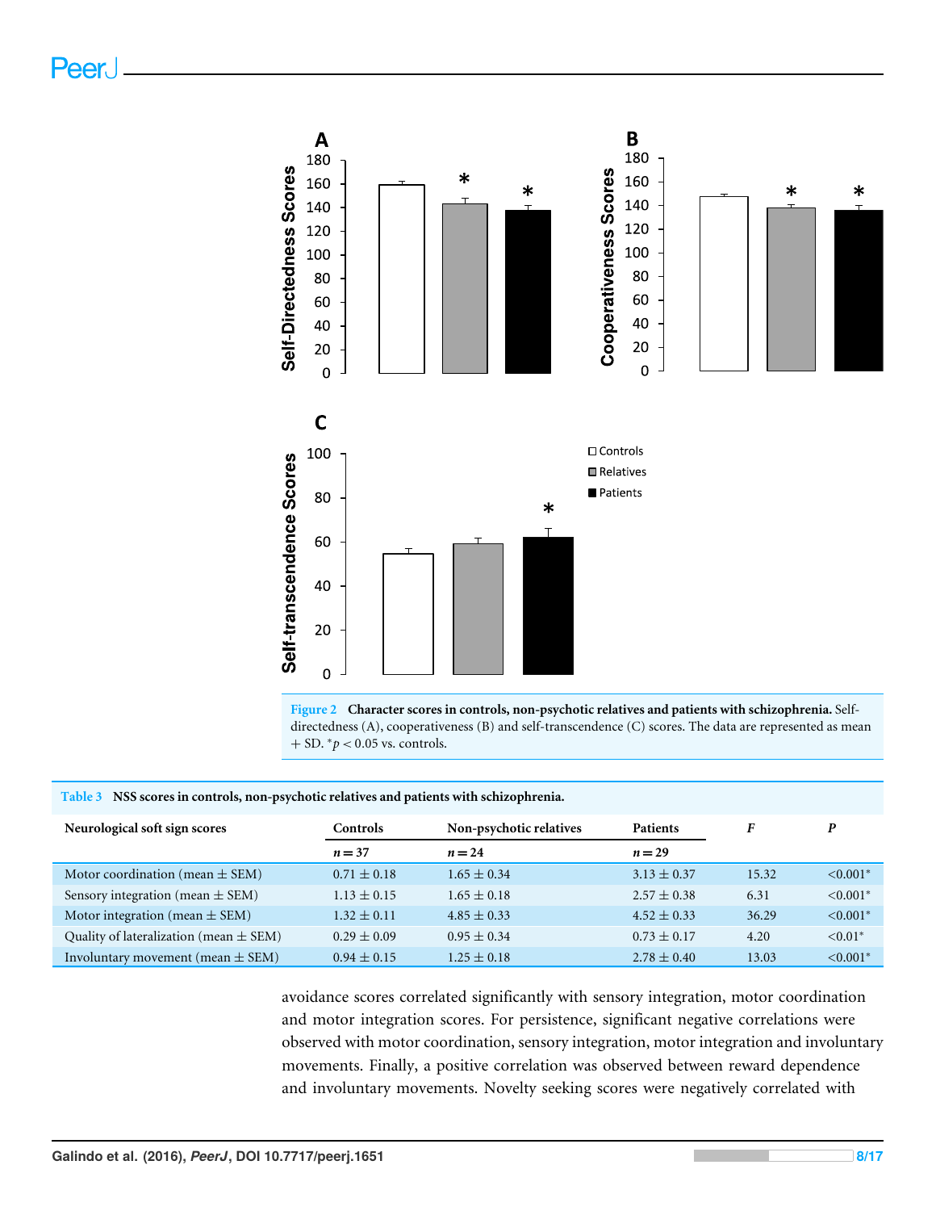Figure 2 **Character scores in controls, non-psychotic relatives and patients with schizophrenia.** Self-directedness (A), cooperativeness (B) and self-transcendence (C) scores. The data are represented as mean + SD. $^{*}p < 0.05$ vs. controls.

**Table 3 NSS scores in controls, non-psychotic relatives and patients with schizophrenia.**

| Neurological soft sign scores | Controls | Non-psychotic relatives | Patients | *F* | *P* |
|---|---|---|---|---|---|
| | $n = 37$ | $n = 24$ | $n = 29$ | | |
| Motor coordination (mean ± SEM) | 0.71 ± 0.18 | 1.65 ± 0.34 | 3.13 ± 0.37 | 15.32 | <0.001* |
| Sensory integration (mean ± SEM) | 1.13 ± 0.15 | 1.65 ± 0.18 | 2.57 ± 0.38 | 6.31 | <0.001* |
| Motor integration (mean ± SEM) | 1.32 ± 0.11 | 4.85 ± 0.33 | 4.52 ± 0.33 | 36.29 | <0.001* |
| Quality of lateralization (mean ± SEM) | 0.29 ± 0.09 | 0.95 ± 0.34 | 0.73 ± 0.17 | 4.20 | <0.01* |
| Involuntary movement (mean ± SEM) | 0.94 ± 0.15 | 1.25 ± 0.18 | 2.78 ± 0.40 | 13.03 | <0.001* |

avoidance scores correlated significantly with sensory integration, motor coordination and motor integration scores. For persistence, significant negative correlations were observed with motor coordination, sensory integration, motor integration and involuntary movements. Finally, a positive correlation was observed between reward dependence and involuntary movements. Novelty seeking scores were negatively correlated with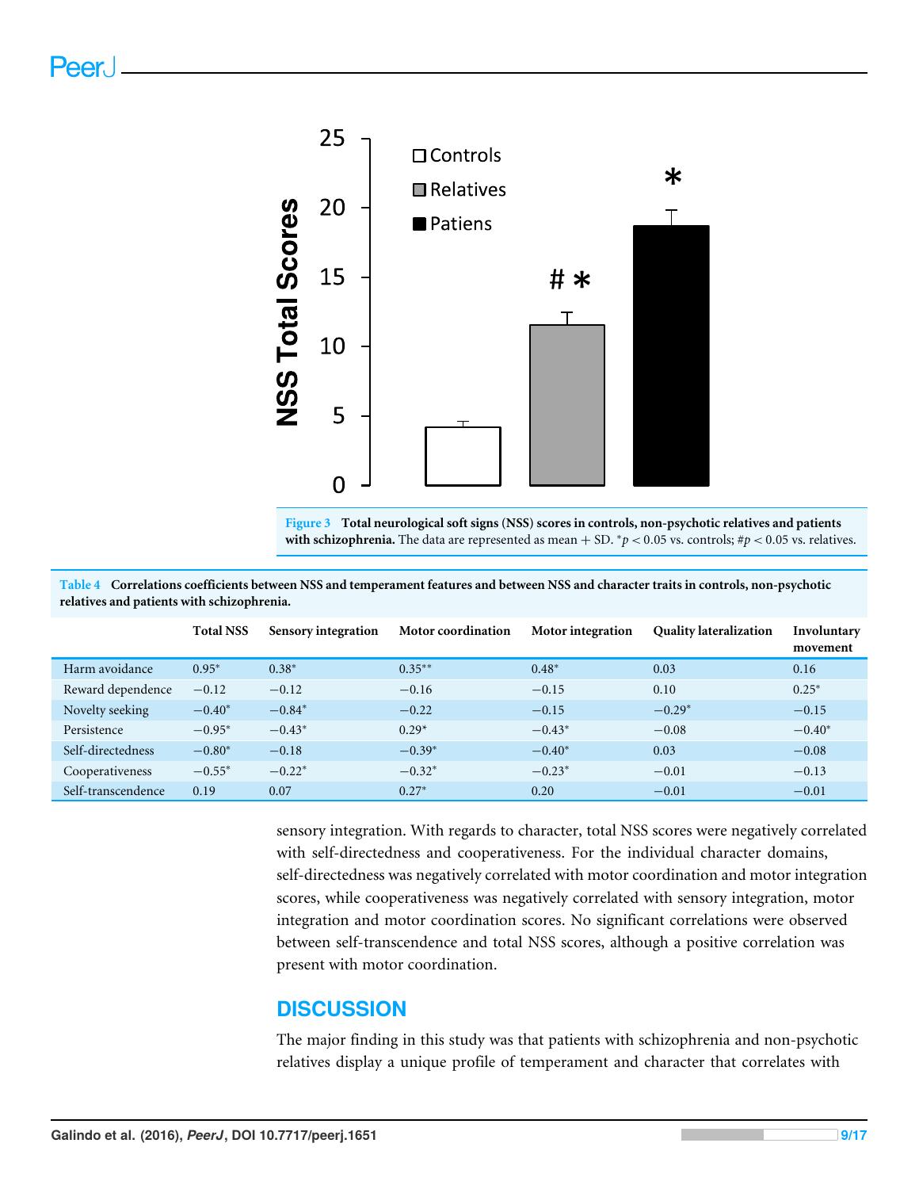Figure 3 **Total neurological soft signs (NSS) scores in controls, non-psychotic relatives and patients with schizophrenia.** The data are represented as mean + SD. $^{*}p < 0.05$ vs. controls; $\#p < 0.05$ vs. relatives.

**Table 4 Correlations coefficients between NSS and temperament features and between NSS and character traits in controls, non-psychotic relatives and patients with schizophrenia.**

| | Total NSS | Sensory integration | Motor coordination | Motor integration | Quality lateralization | Involuntary movement |
|---|---|---|---|---|---|---|
| Harm avoidance | 0.95* | 0.38* | 0.35** | 0.48* | 0.03 | 0.16 |
| Reward dependence | −0.12 | −0.12 | −0.16 | −0.15 | 0.10 | 0.25* |
| Novelty seeking | −0.40* | −0.84* | −0.22 | −0.15 | −0.29* | −0.15 |
| Persistence | −0.95* | −0.43* | 0.29* | −0.43* | −0.08 | −0.40* |
| Self-directedness | −0.80* | −0.18 | −0.39* | −0.40* | 0.03 | −0.08 |
| Cooperativeness | −0.55* | −0.22* | −0.32* | −0.23* | −0.01 | −0.13 |
| Self-transcendence | 0.19 | 0.07 | 0.27* | 0.20 | −0.01 | −0.01 |

sensory integration. With regards to character, total NSS scores were negatively correlated with self-directedness and cooperativeness. For the individual character domains, self-directedness was negatively correlated with motor coordination and motor integration scores, while cooperativeness was negatively correlated with sensory integration, motor integration and motor coordination scores. No significant correlations were observed between self-transcendence and total NSS scores, although a positive correlation was present with motor coordination.

## DISCUSSION

The major finding in this study was that patients with schizophrenia and non-psychotic relatives display a unique profile of temperament and character that correlates with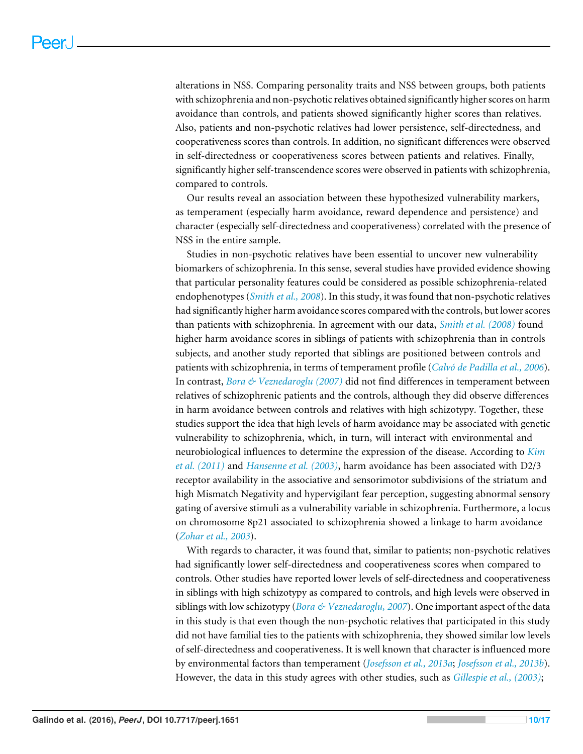alterations in NSS. Comparing personality traits and NSS between groups, both patients with schizophrenia and non-psychotic relatives obtained significantly higher scores on harm avoidance than controls, and patients showed significantly higher scores than relatives. Also, patients and non-psychotic relatives had lower persistence, self-directedness, and cooperativeness scores than controls. In addition, no significant differences were observed in self-directedness or cooperativeness scores between patients and relatives. Finally, significantly higher self-transcendence scores were observed in patients with schizophrenia, compared to controls.

Our results reveal an association between these hypothesized vulnerability markers, as temperament (especially harm avoidance, reward dependence and persistence) and character (especially self-directedness and cooperativeness) correlated with the presence of NSS in the entire sample.

Studies in non-psychotic relatives have been essential to uncover new vulnerability biomarkers of schizophrenia. In this sense, several studies have provided evidence showing that particular personality features could be considered as possible schizophrenia-related endophenotypes (*Smith et al., 2008*). In this study, it was found that non-psychotic relatives had significantly higher harm avoidance scores compared with the controls, but lower scores than patients with schizophrenia. In agreement with our data, *Smith et al. (2008)* found higher harm avoidance scores in siblings of patients with schizophrenia than in controls subjects, and another study reported that siblings are positioned between controls and patients with schizophrenia, in terms of temperament profile (*Calvó de Padilla et al., 2006*). In contrast, *Bora & Veznedaroglu (2007)* did not find differences in temperament between relatives of schizophrenic patients and the controls, although they did observe differences in harm avoidance between controls and relatives with high schizotypy. Together, these studies support the idea that high levels of harm avoidance may be associated with genetic vulnerability to schizophrenia, which, in turn, will interact with environmental and neurobiological influences to determine the expression of the disease. According to *Kim et al. (2011)* and *Hansenne et al. (2003)*, harm avoidance has been associated with D2/3 receptor availability in the associative and sensorimotor subdivisions of the striatum and high Mismatch Negativity and hypervigilant fear perception, suggesting abnormal sensory gating of aversive stimuli as a vulnerability variable in schizophrenia. Furthermore, a locus on chromosome 8p21 associated to schizophrenia showed a linkage to harm avoidance (*Zohar et al., 2003*).

With regards to character, it was found that, similar to patients; non-psychotic relatives had significantly lower self-directedness and cooperativeness scores when compared to controls. Other studies have reported lower levels of self-directedness and cooperativeness in siblings with high schizotypy as compared to controls, and high levels were observed in siblings with low schizotypy (*Bora & Veznedaroglu, 2007*). One important aspect of the data in this study is that even though the non-psychotic relatives that participated in this study did not have familial ties to the patients with schizophrenia, they showed similar low levels of self-directedness and cooperativeness. It is well known that character is influenced more by environmental factors than temperament (*Josefsson et al., 2013a*; *Josefsson et al., 2013b*). However, the data in this study agrees with other studies, such as *Gillespie et al., (2003)*;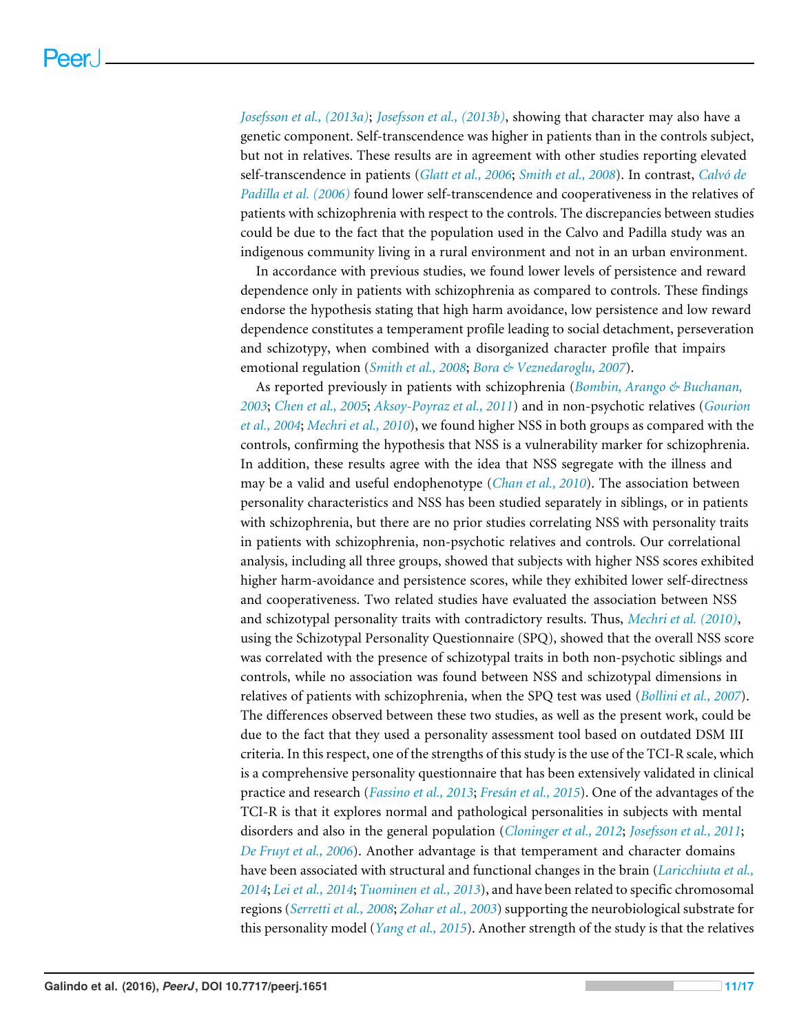*Josefsson et al., (2013a)*; *Josefsson et al., (2013b)*, showing that character may also have a genetic component. Self-transcendence was higher in patients than in the controls subject, but not in relatives. These results are in agreement with other studies reporting elevated self-transcendence in patients (*Glatt et al., 2006*; *Smith et al., 2008*). In contrast, *Calvó de Padilla et al. (2006)* found lower self-transcendence and cooperativeness in the relatives of patients with schizophrenia with respect to the controls. The discrepancies between studies could be due to the fact that the population used in the Calvo and Padilla study was an indigenous community living in a rural environment and not in an urban environment.

In accordance with previous studies, we found lower levels of persistence and reward dependence only in patients with schizophrenia as compared to controls. These findings endorse the hypothesis stating that high harm avoidance, low persistence and low reward dependence constitutes a temperament profile leading to social detachment, perseveration and schizotypy, when combined with a disorganized character profile that impairs emotional regulation (*Smith et al., 2008*; *Bora & Veznedaroglu, 2007*).

As reported previously in patients with schizophrenia (*Bombin, Arango & Buchanan, 2003*; *Chen et al., 2005*; *Aksoy-Poyraz et al., 2011*) and in non-psychotic relatives (*Gourion et al., 2004*; *Mechri et al., 2010*), we found higher NSS in both groups as compared with the controls, confirming the hypothesis that NSS is a vulnerability marker for schizophrenia. In addition, these results agree with the idea that NSS segregate with the illness and may be a valid and useful endophenotype (*Chan et al., 2010*). The association between personality characteristics and NSS has been studied separately in siblings, or in patients with schizophrenia, but there are no prior studies correlating NSS with personality traits in patients with schizophrenia, non-psychotic relatives and controls. Our correlational analysis, including all three groups, showed that subjects with higher NSS scores exhibited higher harm-avoidance and persistence scores, while they exhibited lower self-directness and cooperativeness. Two related studies have evaluated the association between NSS and schizotypal personality traits with contradictory results. Thus, *Mechri et al. (2010)*, using the Schizotypal Personality Questionnaire (SPQ), showed that the overall NSS score was correlated with the presence of schizotypal traits in both non-psychotic siblings and controls, while no association was found between NSS and schizotypal dimensions in relatives of patients with schizophrenia, when the SPQ test was used (*Bollini et al., 2007*). The differences observed between these two studies, as well as the present work, could be due to the fact that they used a personality assessment tool based on outdated DSM III criteria. In this respect, one of the strengths of this study is the use of the TCI-R scale, which is a comprehensive personality questionnaire that has been extensively validated in clinical practice and research (*Fassino et al., 2013*; *Fresán et al., 2015*). One of the advantages of the TCI-R is that it explores normal and pathological personalities in subjects with mental disorders and also in the general population (*Cloninger et al., 2012*; *Josefsson et al., 2011*; *De Fruyt et al., 2006*). Another advantage is that temperament and character domains have been associated with structural and functional changes in the brain (*Laricchiuta et al., 2014*; *Lei et al., 2014*; *Tuominen et al., 2013*), and have been related to specific chromosomal regions (*Serretti et al., 2008*; *Zohar et al., 2003*) supporting the neurobiological substrate for this personality model (*Yang et al., 2015*). Another strength of the study is that the relatives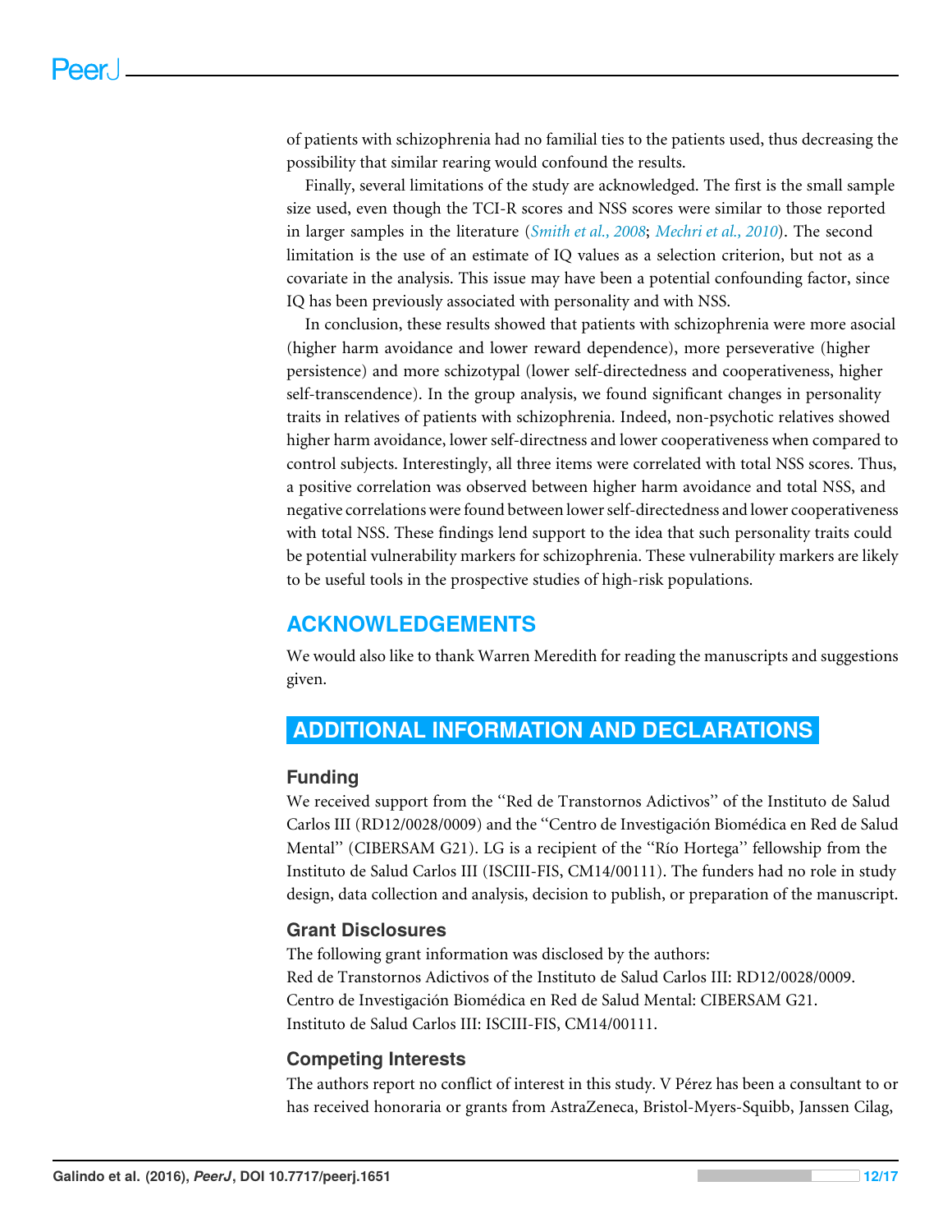of patients with schizophrenia had no familial ties to the patients used, thus decreasing the possibility that similar rearing would confound the results.

Finally, several limitations of the study are acknowledged. The first is the small sample size used, even though the TCI-R scores and NSS scores were similar to those reported in larger samples in the literature (*Smith et al., 2008*; *Mechri et al., 2010*). The second limitation is the use of an estimate of IQ values as a selection criterion, but not as a covariate in the analysis. This issue may have been a potential confounding factor, since IQ has been previously associated with personality and with NSS.

In conclusion, these results showed that patients with schizophrenia were more asocial (higher harm avoidance and lower reward dependence), more perseverative (higher persistence) and more schizotypal (lower self-directedness and cooperativeness, higher self-transcendence). In the group analysis, we found significant changes in personality traits in relatives of patients with schizophrenia. Indeed, non-psychotic relatives showed higher harm avoidance, lower self-directness and lower cooperativeness when compared to control subjects. Interestingly, all three items were correlated with total NSS scores. Thus, a positive correlation was observed between higher harm avoidance and total NSS, and negative correlations were found between lower self-directedness and lower cooperativeness with total NSS. These findings lend support to the idea that such personality traits could be potential vulnerability markers for schizophrenia. These vulnerability markers are likely to be useful tools in the prospective studies of high-risk populations.

## ACKNOWLEDGEMENTS

We would also like to thank Warren Meredith for reading the manuscripts and suggestions given.

## ADDITIONAL INFORMATION AND DECLARATIONS

### Funding

We received support from the ''Red de Transtornos Adictivos'' of the Instituto de Salud Carlos III (RD12/0028/0009) and the ''Centro de Investigación Biomédica en Red de Salud Mental'' (CIBERSAM G21). LG is a recipient of the ''Río Hortega'' fellowship from the Instituto de Salud Carlos III (ISCIII-FIS, CM14/00111). The funders had no role in study design, data collection and analysis, decision to publish, or preparation of the manuscript.

### Grant Disclosures

The following grant information was disclosed by the authors:
Red de Transtornos Adictivos of the Instituto de Salud Carlos III: RD12/0028/0009.
Centro de Investigación Biomédica en Red de Salud Mental: CIBERSAM G21.
Instituto de Salud Carlos III: ISCIII-FIS, CM14/00111.

### Competing Interests

The authors report no conflict of interest in this study. V Pérez has been a consultant to or has received honoraria or grants from AstraZeneca, Bristol-Myers-Squibb, Janssen Cilag,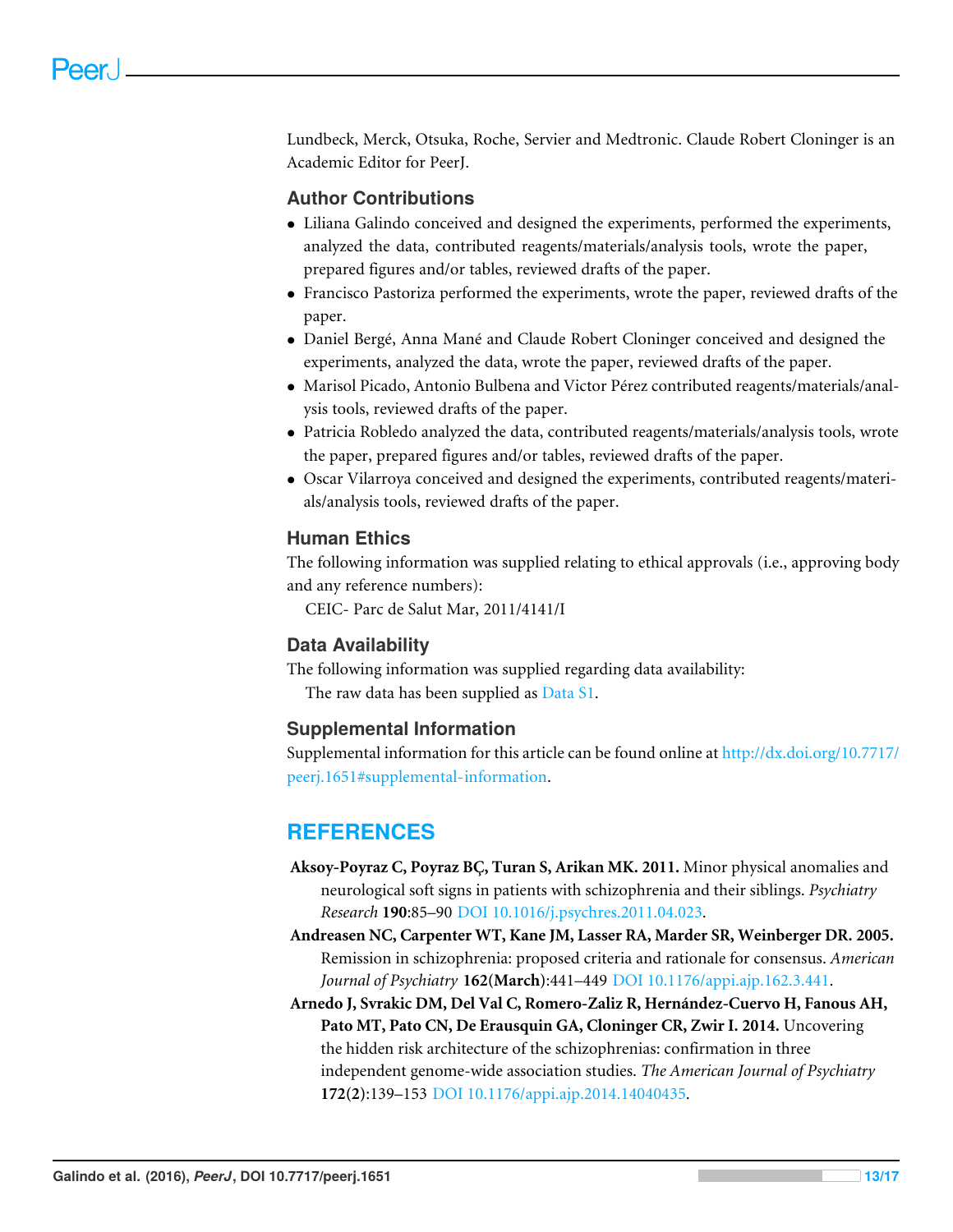Lundbeck, Merck, Otsuka, Roche, Servier and Medtronic. Claude Robert Cloninger is an Academic Editor for PeerJ.

### Author Contributions

- Liliana Galindo conceived and designed the experiments, performed the experiments, analyzed the data, contributed reagents/materials/analysis tools, wrote the paper, prepared figures and/or tables, reviewed drafts of the paper.
- Francisco Pastoriza performed the experiments, wrote the paper, reviewed drafts of the paper.
- Daniel Bergé, Anna Mané and Claude Robert Cloninger conceived and designed the experiments, analyzed the data, wrote the paper, reviewed drafts of the paper.
- Marisol Picado, Antonio Bulbena and Victor Pérez contributed reagents/materials/analysis tools, reviewed drafts of the paper.
- Patricia Robledo analyzed the data, contributed reagents/materials/analysis tools, wrote the paper, prepared figures and/or tables, reviewed drafts of the paper.
- Oscar Vilarroya conceived and designed the experiments, contributed reagents/materials/analysis tools, reviewed drafts of the paper.

### Human Ethics

The following information was supplied relating to ethical approvals (i.e., approving body and any reference numbers):

CEIC- Parc de Salut Mar, 2011/4141/I

### Data Availability

The following information was supplied regarding data availability:

The raw data has been supplied as Data S1.

### Supplemental Information

Supplemental information for this article can be found online at http://dx.doi.org/10.7717/peerj.1651#supplemental-information.

## REFERENCES

**Aksoy-Poyraz C, Poyraz BÇ, Turan S, Arikan MK. 2011.** Minor physical anomalies and neurological soft signs in patients with schizophrenia and their siblings. *Psychiatry Research* **190**:85–90 DOI 10.1016/j.psychres.2011.04.023.

**Andreasen NC, Carpenter WT, Kane JM, Lasser RA, Marder SR, Weinberger DR. 2005.** Remission in schizophrenia: proposed criteria and rationale for consensus. *American Journal of Psychiatry* **162(March)**:441–449 DOI 10.1176/appi.ajp.162.3.441.

**Arnedo J, Svrakic DM, Del Val C, Romero-Zaliz R, Hernández-Cuervo H, Fanous AH, Pato MT, Pato CN, De Erausquin GA, Cloninger CR, Zwir I. 2014.** Uncovering the hidden risk architecture of the schizophrenias: confirmation in three independent genome-wide association studies. *The American Journal of Psychiatry* **172(2)**:139–153 DOI 10.1176/appi.ajp.2014.14040435.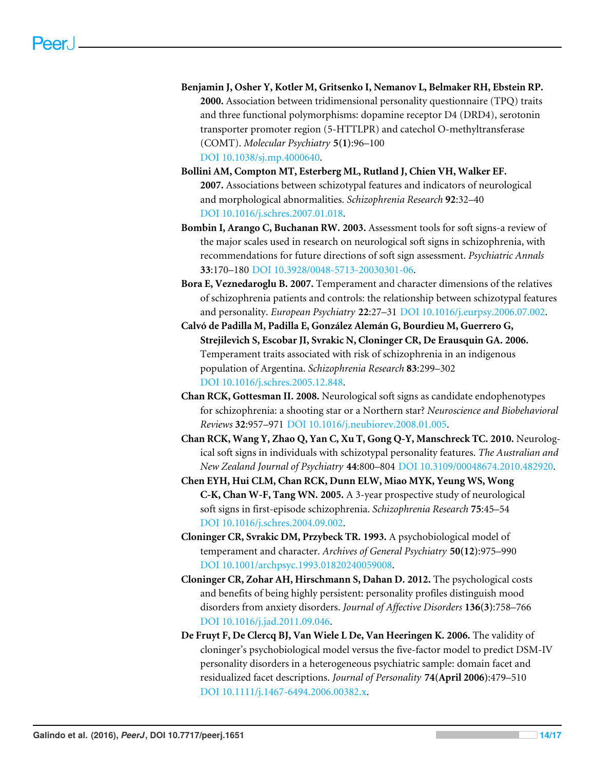**Benjamin J, Osher Y, Kotler M, Gritsenko I, Nemanov L, Belmaker RH, Ebstein RP. 2000.** Association between tridimensional personality questionnaire (TPQ) traits and three functional polymorphisms: dopamine receptor D4 (DRD4), serotonin transporter promoter region (5-HTTLPR) and catechol O-methyltransferase (COMT). *Molecular Psychiatry* **5(1)**:96–100 DOI 10.1038/sj.mp.4000640.

**Bollini AM, Compton MT, Esterberg ML, Rutland J, Chien VH, Walker EF. 2007.** Associations between schizotypal features and indicators of neurological and morphological abnormalities. *Schizophrenia Research* **92**:32–40 DOI 10.1016/j.schres.2007.01.018.

**Bombin I, Arango C, Buchanan RW. 2003.** Assessment tools for soft signs-a review of the major scales used in research on neurological soft signs in schizophrenia, with recommendations for future directions of soft sign assessment. *Psychiatric Annals* **33**:170–180 DOI 10.3928/0048-5713-20030301-06.

**Bora E, Veznedaroglu B. 2007.** Temperament and character dimensions of the relatives of schizophrenia patients and controls: the relationship between schizotypal features and personality. *European Psychiatry* **22**:27–31 DOI 10.1016/j.eurpsy.2006.07.002.

**Calvó de Padilla M, Padilla E, González Alemán G, Bourdieu M, Guerrero G, Strejilevich S, Escobar JI, Svrakic N, Cloninger CR, De Erausquin GA. 2006.** Temperament traits associated with risk of schizophrenia in an indigenous population of Argentina. *Schizophrenia Research* **83**:299–302 DOI 10.1016/j.schres.2005.12.848.

**Chan RCK, Gottesman II. 2008.** Neurological soft signs as candidate endophenotypes for schizophrenia: a shooting star or a Northern star? *Neuroscience and Biobehavioral Reviews* **32**:957–971 DOI 10.1016/j.neubiorev.2008.01.005.

**Chan RCK, Wang Y, Zhao Q, Yan C, Xu T, Gong Q-Y, Manschreck TC. 2010.** Neurological soft signs in individuals with schizotypal personality features. *The Australian and New Zealand Journal of Psychiatry* **44**:800–804 DOI 10.3109/00048674.2010.482920.

**Chen EYH, Hui CLM, Chan RCK, Dunn ELW, Miao MYK, Yeung WS, Wong C-K, Chan W-F, Tang WN. 2005.** A 3-year prospective study of neurological soft signs in first-episode schizophrenia. *Schizophrenia Research* **75**:45–54 DOI 10.1016/j.schres.2004.09.002.

**Cloninger CR, Svrakic DM, Przybeck TR. 1993.** A psychobiological model of temperament and character. *Archives of General Psychiatry* **50(12)**:975–990 DOI 10.1001/archpsyc.1993.01820240059008.

**Cloninger CR, Zohar AH, Hirschmann S, Dahan D. 2012.** The psychological costs and benefits of being highly persistent: personality profiles distinguish mood disorders from anxiety disorders. *Journal of Affective Disorders* **136(3)**:758–766 DOI 10.1016/j.jad.2011.09.046.

**De Fruyt F, De Clercq BJ, Van Wiele L De, Van Heeringen K. 2006.** The validity of cloninger's psychobiological model versus the five-factor model to predict DSM-IV personality disorders in a heterogeneous psychiatric sample: domain facet and residualized facet descriptions. *Journal of Personality* **74(April 2006)**:479–510 DOI 10.1111/j.1467-6494.2006.00382.x.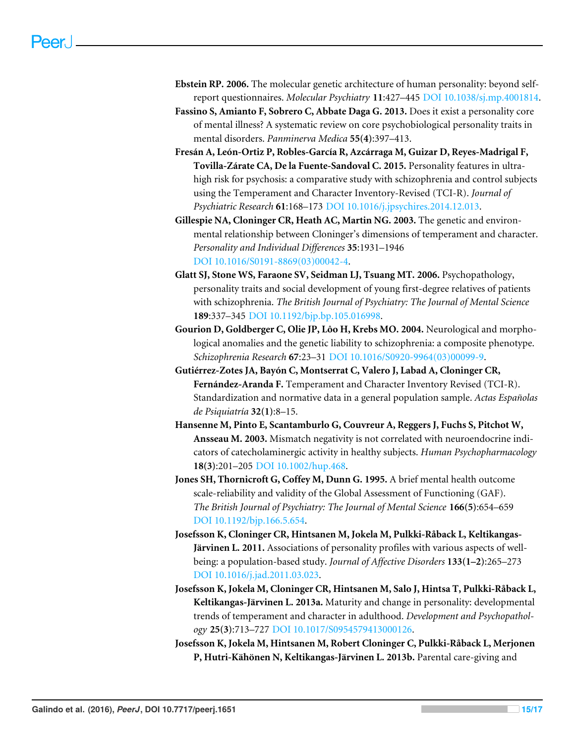**Ebstein RP. 2006.** The molecular genetic architecture of human personality: beyond self-report questionnaires. *Molecular Psychiatry* **11**:427–445 DOI 10.1038/sj.mp.4001814.

**Fassino S, Amianto F, Sobrero C, Abbate Daga G. 2013.** Does it exist a personality core of mental illness? A systematic review on core psychobiological personality traits in mental disorders. *Panminerva Medica* **55(4)**:397–413.

**Fresán A, León-Ortiz P, Robles-García R, Azcárraga M, Guizar D, Reyes-Madrigal F, Tovilla-Zárate CA, De la Fuente-Sandoval C. 2015.** Personality features in ultra-high risk for psychosis: a comparative study with schizophrenia and control subjects using the Temperament and Character Inventory-Revised (TCI-R). *Journal of Psychiatric Research* **61**:168–173 DOI 10.1016/j.jpsychires.2014.12.013.

**Gillespie NA, Cloninger CR, Heath AC, Martin NG. 2003.** The genetic and environmental relationship between Cloninger's dimensions of temperament and character. *Personality and Individual Differences* **35**:1931–1946 DOI 10.1016/S0191-8869(03)00042-4.

**Glatt SJ, Stone WS, Faraone SV, Seidman LJ, Tsuang MT. 2006.** Psychopathology, personality traits and social development of young first-degree relatives of patients with schizophrenia. *The British Journal of Psychiatry: The Journal of Mental Science* **189**:337–345 DOI 10.1192/bjp.bp.105.016998.

**Gourion D, Goldberger C, Olie JP, Lôo H, Krebs MO. 2004.** Neurological and morphological anomalies and the genetic liability to schizophrenia: a composite phenotype. *Schizophrenia Research* **67**:23–31 DOI 10.1016/S0920-9964(03)00099-9.

**Gutiérrez-Zotes JA, Bayón C, Montserrat C, Valero J, Labad A, Cloninger CR, Fernández-Aranda F.** Temperament and Character Inventory Revised (TCI-R). Standardization and normative data in a general population sample. *Actas Españolas de Psiquiatría* **32(1)**:8–15.

**Hansenne M, Pinto E, Scantamburlo G, Couvreur A, Reggers J, Fuchs S, Pitchot W, Ansseau M. 2003.** Mismatch negativity is not correlated with neuroendocrine indicators of catecholaminergic activity in healthy subjects. *Human Psychopharmacology* **18(3)**:201–205 DOI 10.1002/hup.468.

**Jones SH, Thornicroft G, Coffey M, Dunn G. 1995.** A brief mental health outcome scale-reliability and validity of the Global Assessment of Functioning (GAF). *The British Journal of Psychiatry: The Journal of Mental Science* **166(5)**:654–659 DOI 10.1192/bjp.166.5.654.

**Josefsson K, Cloninger CR, Hintsanen M, Jokela M, Pulkki-Råback L, Keltikangas-Järvinen L. 2011.** Associations of personality profiles with various aspects of well-being: a population-based study. *Journal of Affective Disorders* **133(1–2)**:265–273 DOI 10.1016/j.jad.2011.03.023.

**Josefsson K, Jokela M, Cloninger CR, Hintsanen M, Salo J, Hintsa T, Pulkki-Råback L, Keltikangas-Järvinen L. 2013a.** Maturity and change in personality: developmental trends of temperament and character in adulthood. *Development and Psychopathology* **25(3)**:713–727 DOI 10.1017/S0954579413000126.

**Josefsson K, Jokela M, Hintsanen M, Robert Cloninger C, Pulkki-Råback L, Merjonen P, Hutri-Kähönen N, Keltikangas-Järvinen L. 2013b.** Parental care-giving and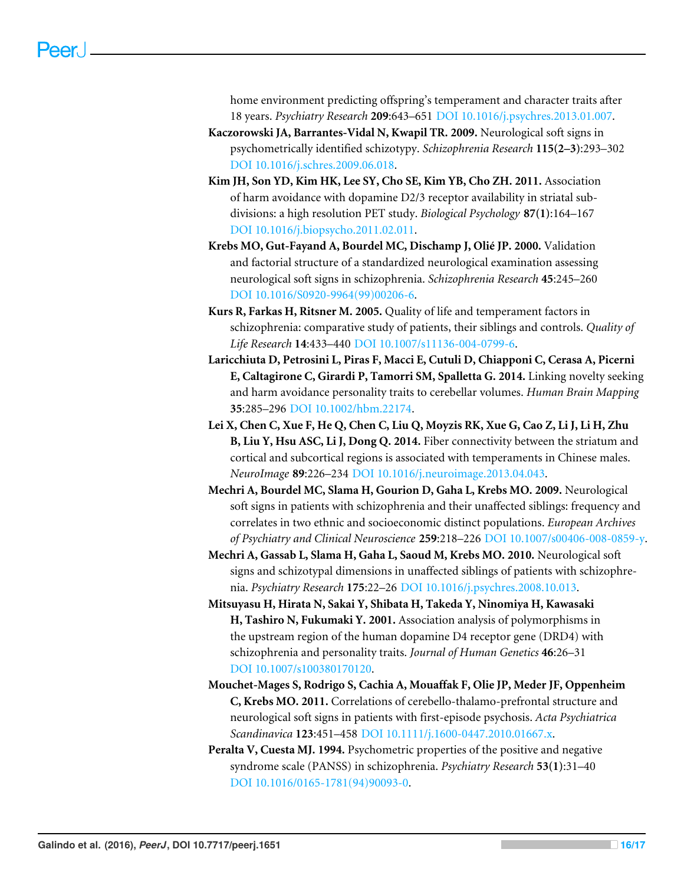home environment predicting offspring's temperament and character traits after 18 years. *Psychiatry Research* **209**:643–651 DOI 10.1016/j.psychres.2013.01.007.

**Kaczorowski JA, Barrantes-Vidal N, Kwapil TR. 2009.** Neurological soft signs in psychometrically identified schizotypy. *Schizophrenia Research* **115(2–3)**:293–302 DOI 10.1016/j.schres.2009.06.018.

**Kim JH, Son YD, Kim HK, Lee SY, Cho SE, Kim YB, Cho ZH. 2011.** Association of harm avoidance with dopamine D2/3 receptor availability in striatal subdivisions: a high resolution PET study. *Biological Psychology* **87(1)**:164–167 DOI 10.1016/j.biopsycho.2011.02.011.

**Krebs MO, Gut-Fayand A, Bourdel MC, Dischamp J, Olié JP. 2000.** Validation and factorial structure of a standardized neurological examination assessing neurological soft signs in schizophrenia. *Schizophrenia Research* **45**:245–260 DOI 10.1016/S0920-9964(99)00206-6.

**Kurs R, Farkas H, Ritsner M. 2005.** Quality of life and temperament factors in schizophrenia: comparative study of patients, their siblings and controls. *Quality of Life Research* **14**:433–440 DOI 10.1007/s11136-004-0799-6.

**Laricchiuta D, Petrosini L, Piras F, Macci E, Cutuli D, Chiapponi C, Cerasa A, Picerni E, Caltagirone C, Girardi P, Tamorri SM, Spalletta G. 2014.** Linking novelty seeking and harm avoidance personality traits to cerebellar volumes. *Human Brain Mapping* **35**:285–296 DOI 10.1002/hbm.22174.

**Lei X, Chen C, Xue F, He Q, Chen C, Liu Q, Moyzis RK, Xue G, Cao Z, Li J, Li H, Zhu B, Liu Y, Hsu ASC, Li J, Dong Q. 2014.** Fiber connectivity between the striatum and cortical and subcortical regions is associated with temperaments in Chinese males. *NeuroImage* **89**:226–234 DOI 10.1016/j.neuroimage.2013.04.043.

**Mechri A, Bourdel MC, Slama H, Gourion D, Gaha L, Krebs MO. 2009.** Neurological soft signs in patients with schizophrenia and their unaffected siblings: frequency and correlates in two ethnic and socioeconomic distinct populations. *European Archives of Psychiatry and Clinical Neuroscience* **259**:218–226 DOI 10.1007/s00406-008-0859-y.

**Mechri A, Gassab L, Slama H, Gaha L, Saoud M, Krebs MO. 2010.** Neurological soft signs and schizotypal dimensions in unaffected siblings of patients with schizophrenia. *Psychiatry Research* **175**:22–26 DOI 10.1016/j.psychres.2008.10.013.

**Mitsuyasu H, Hirata N, Sakai Y, Shibata H, Takeda Y, Ninomiya H, Kawasaki H, Tashiro N, Fukumaki Y. 2001.** Association analysis of polymorphisms in the upstream region of the human dopamine D4 receptor gene (DRD4) with schizophrenia and personality traits. *Journal of Human Genetics* **46**:26–31 DOI 10.1007/s100380170120.

**Mouchet-Mages S, Rodrigo S, Cachia A, Mouaffak F, Olie JP, Meder JF, Oppenheim C, Krebs MO. 2011.** Correlations of cerebello-thalamo-prefrontal structure and neurological soft signs in patients with first-episode psychosis. *Acta Psychiatrica Scandinavica* **123**:451–458 DOI 10.1111/j.1600-0447.2010.01667.x.

**Peralta V, Cuesta MJ. 1994.** Psychometric properties of the positive and negative syndrome scale (PANSS) in schizophrenia. *Psychiatry Research* **53(1)**:31–40 DOI 10.1016/0165-1781(94)90093-0.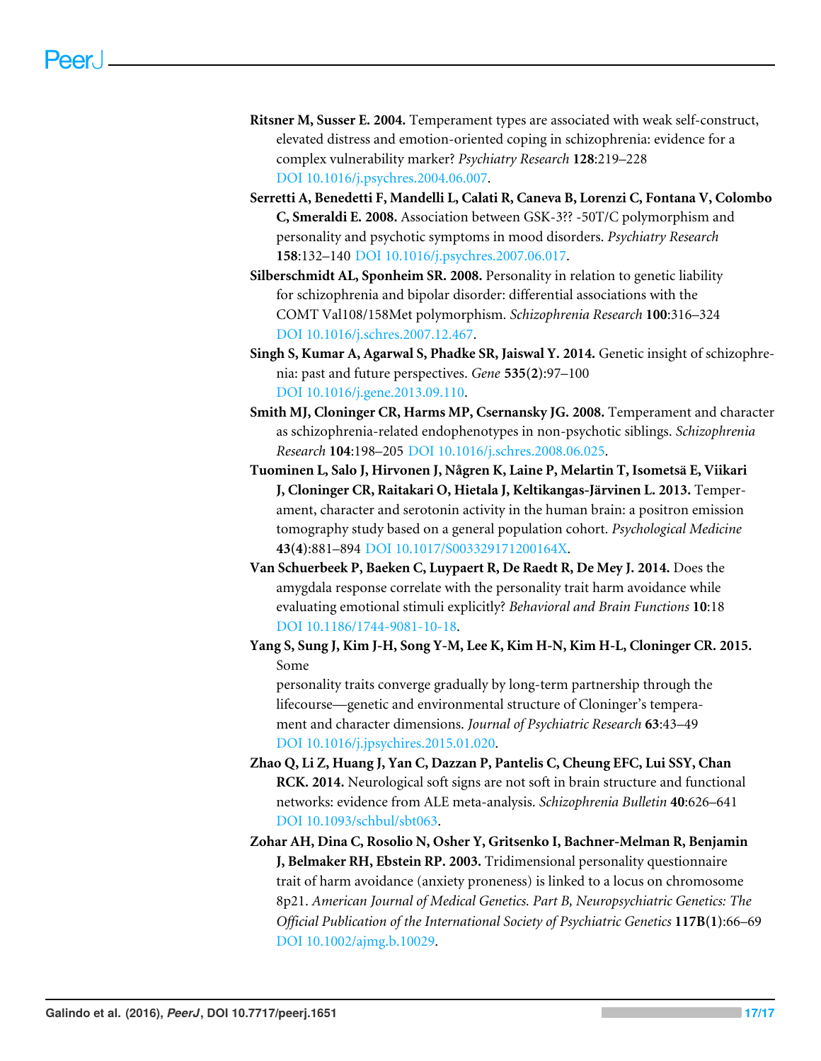**Ritsner M, Susser E. 2004.** Temperament types are associated with weak self-construct, elevated distress and emotion-oriented coping in schizophrenia: evidence for a complex vulnerability marker? *Psychiatry Research* **128**:219–228 DOI 10.1016/j.psychres.2004.06.007.

**Serretti A, Benedetti F, Mandelli L, Calati R, Caneva B, Lorenzi C, Fontana V, Colombo C, Smeraldi E. 2008.** Association between GSK-3?? -50T/C polymorphism and personality and psychotic symptoms in mood disorders. *Psychiatry Research* **158**:132–140 DOI 10.1016/j.psychres.2007.06.017.

**Silberschmidt AL, Sponheim SR. 2008.** Personality in relation to genetic liability for schizophrenia and bipolar disorder: differential associations with the COMT Val108/158Met polymorphism. *Schizophrenia Research* **100**:316–324 DOI 10.1016/j.schres.2007.12.467.

**Singh S, Kumar A, Agarwal S, Phadke SR, Jaiswal Y. 2014.** Genetic insight of schizophrenia: past and future perspectives. *Gene* **535(2)**:97–100 DOI 10.1016/j.gene.2013.09.110.

**Smith MJ, Cloninger CR, Harms MP, Csernansky JG. 2008.** Temperament and character as schizophrenia-related endophenotypes in non-psychotic siblings. *Schizophrenia Research* **104**:198–205 DOI 10.1016/j.schres.2008.06.025.

**Tuominen L, Salo J, Hirvonen J, Någren K, Laine P, Melartin T, Isometsä E, Viikari J, Cloninger CR, Raitakari O, Hietala J, Keltikangas-Järvinen L. 2013.** Temperament, character and serotonin activity in the human brain: a positron emission tomography study based on a general population cohort. *Psychological Medicine* **43(4)**:881–894 DOI 10.1017/S003329171200164X.

**Van Schuerbeek P, Baeken C, Luypaert R, De Raedt R, De Mey J. 2014.** Does the amygdala response correlate with the personality trait harm avoidance while evaluating emotional stimuli explicitly? *Behavioral and Brain Functions* **10**:18 DOI 10.1186/1744-9081-10-18.

**Yang S, Sung J, Kim J-H, Song Y-M, Lee K, Kim H-N, Kim H-L, Cloninger CR. 2015.** Some personality traits converge gradually by long-term partnership through the lifecourse—genetic and environmental structure of Cloninger's temperament and character dimensions. *Journal of Psychiatric Research* **63**:43–49 DOI 10.1016/j.jpsychires.2015.01.020.

**Zhao Q, Li Z, Huang J, Yan C, Dazzan P, Pantelis C, Cheung EFC, Lui SSY, Chan RCK. 2014.** Neurological soft signs are not soft in brain structure and functional networks: evidence from ALE meta-analysis. *Schizophrenia Bulletin* **40**:626–641 DOI 10.1093/schbul/sbt063.

**Zohar AH, Dina C, Rosolio N, Osher Y, Gritsenko I, Bachner-Melman R, Benjamin J, Belmaker RH, Ebstein RP. 2003.** Tridimensional personality questionnaire trait of harm avoidance (anxiety proneness) is linked to a locus on chromosome 8p21. *American Journal of Medical Genetics. Part B, Neuropsychiatric Genetics: The Official Publication of the International Society of Psychiatric Genetics* **117B(1)**:66–69 DOI 10.1002/ajmg.b.10029.